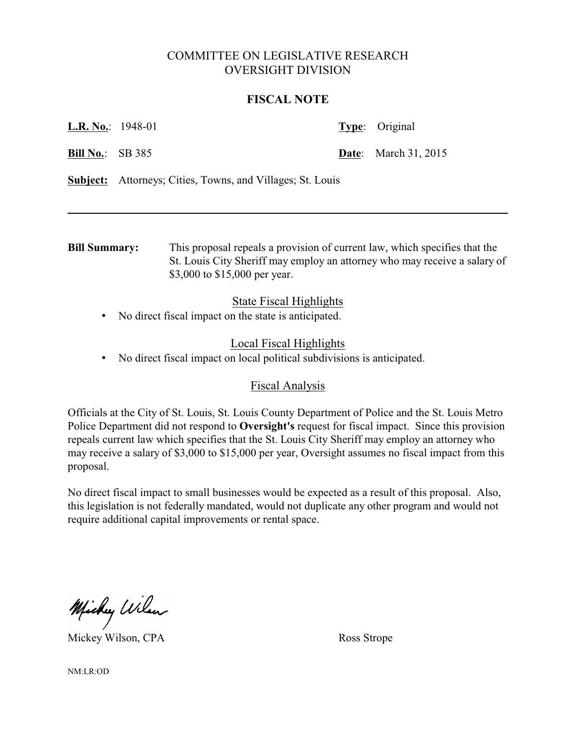# COMMITTEE ON LEGISLATIVE RESEARCH
# OVERSIGHT DIVISION

## FISCAL NOTE

**L.R. No.**: 1948-01 **Type**: Original

**Bill No.**: SB 385 **Date**: March 31, 2015

**Subject:** Attorneys; Cities, Towns, and Villages; St. Louis

---

**Bill Summary:** This proposal repeals a provision of current law, which specifies that the St. Louis City Sheriff may employ an attorney who may receive a salary of $3,000 to $15,000 per year.

### State Fiscal Highlights

- No direct fiscal impact on the state is anticipated.

### Local Fiscal Highlights

- No direct fiscal impact on local political subdivisions is anticipated.

### Fiscal Analysis

Officials at the City of St. Louis, St. Louis County Department of Police and the St. Louis Metro Police Department did not respond to **Oversight's** request for fiscal impact. Since this provision repeals current law which specifies that the St. Louis City Sheriff may employ an attorney who may receive a salary of $3,000 to $15,000 per year, Oversight assumes no fiscal impact from this proposal.

No direct fiscal impact to small businesses would be expected as a result of this proposal. Also, this legislation is not federally mandated, would not duplicate any other program and would not require additional capital improvements or rental space.

Mickey Wilson, CPA Ross Strope

NM:LR:OD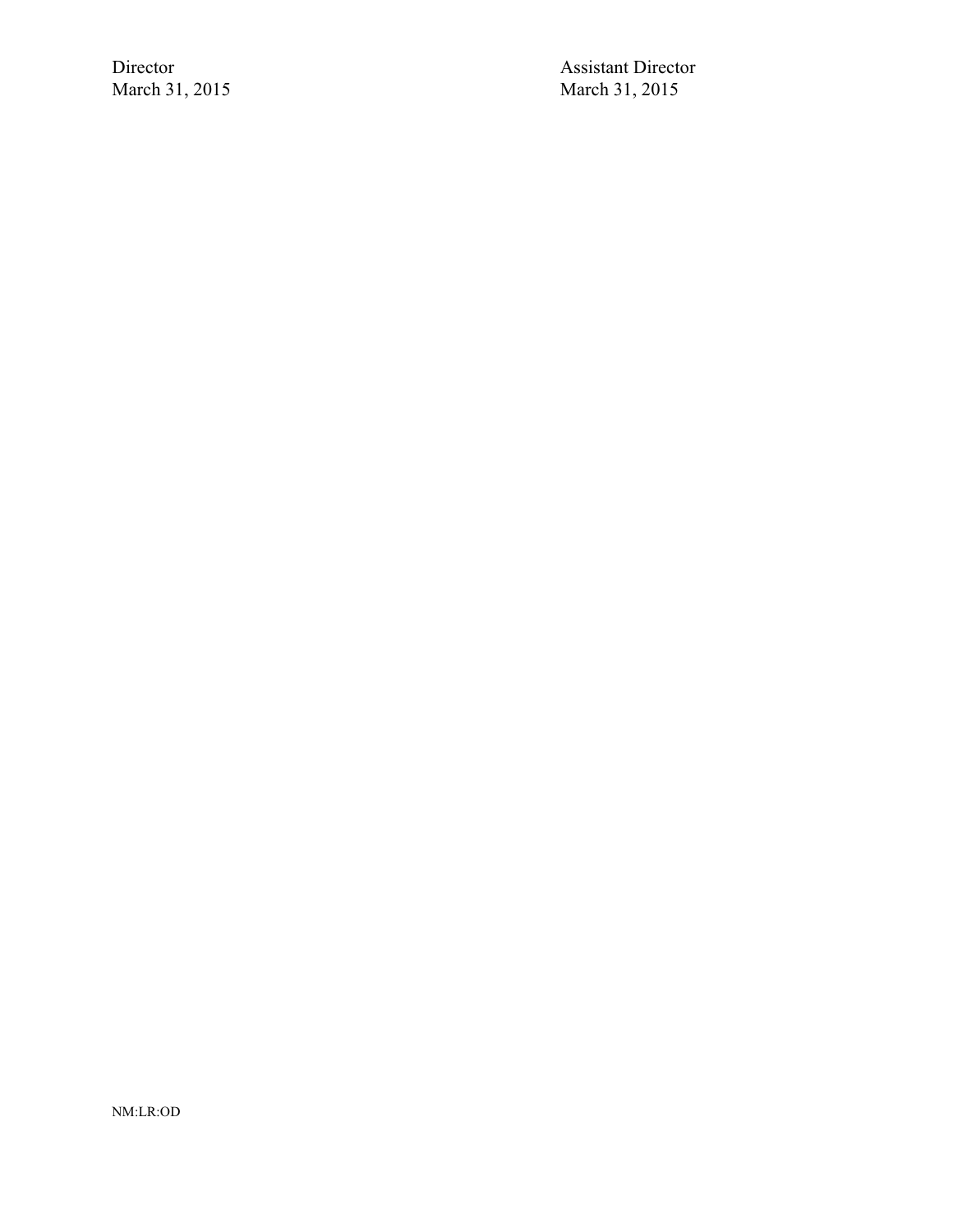Director
March 31, 2015

Assistant Director
March 31, 2015

NM:LR:OD